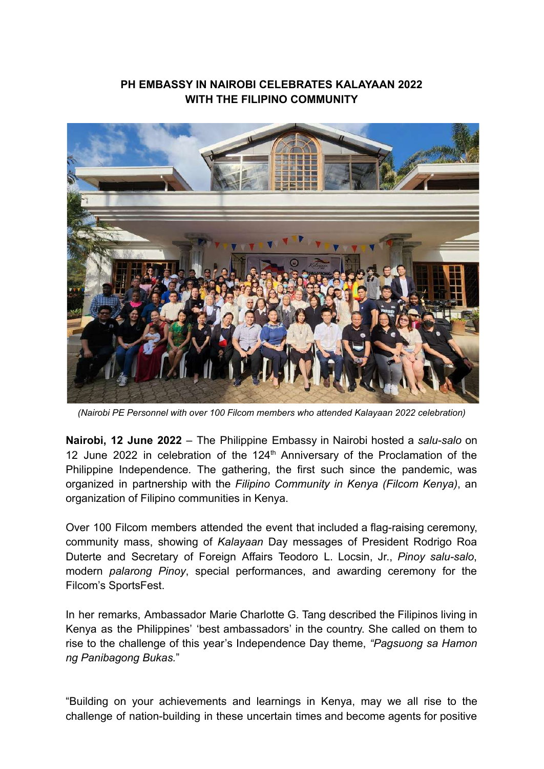**PH EMBASSY IN NAIROBI CELEBRATES KALAYAAN 2022 WITH THE FILIPINO COMMUNITY**

*(Nairobi PE Personnel with over 100 Filcom members who attended Kalayaan 2022 celebration)*

**Nairobi, 12 June 2022** – The Philippine Embassy in Nairobi hosted a *salu-salo* on 12 June 2022 in celebration of the 124th Anniversary of the Proclamation of the Philippine Independence. The gathering, the first such since the pandemic, was organized in partnership with the *Filipino Community in Kenya (Filcom Kenya)*, an organization of Filipino communities in Kenya.

Over 100 Filcom members attended the event that included a flag-raising ceremony, community mass, showing of *Kalayaan* Day messages of President Rodrigo Roa Duterte and Secretary of Foreign Affairs Teodoro L. Locsin, Jr., *Pinoy salu-salo*, modern *palarong Pinoy*, special performances, and awarding ceremony for the Filcom's SportsFest.

In her remarks, Ambassador Marie Charlotte G. Tang described the Filipinos living in Kenya as the Philippines' 'best ambassadors' in the country. She called on them to rise to the challenge of this year's Independence Day theme, *"Pagsuong sa Hamon ng Panibagong Bukas.*"

"Building on your achievements and learnings in Kenya, may we all rise to the challenge of nation-building in these uncertain times and become agents for positive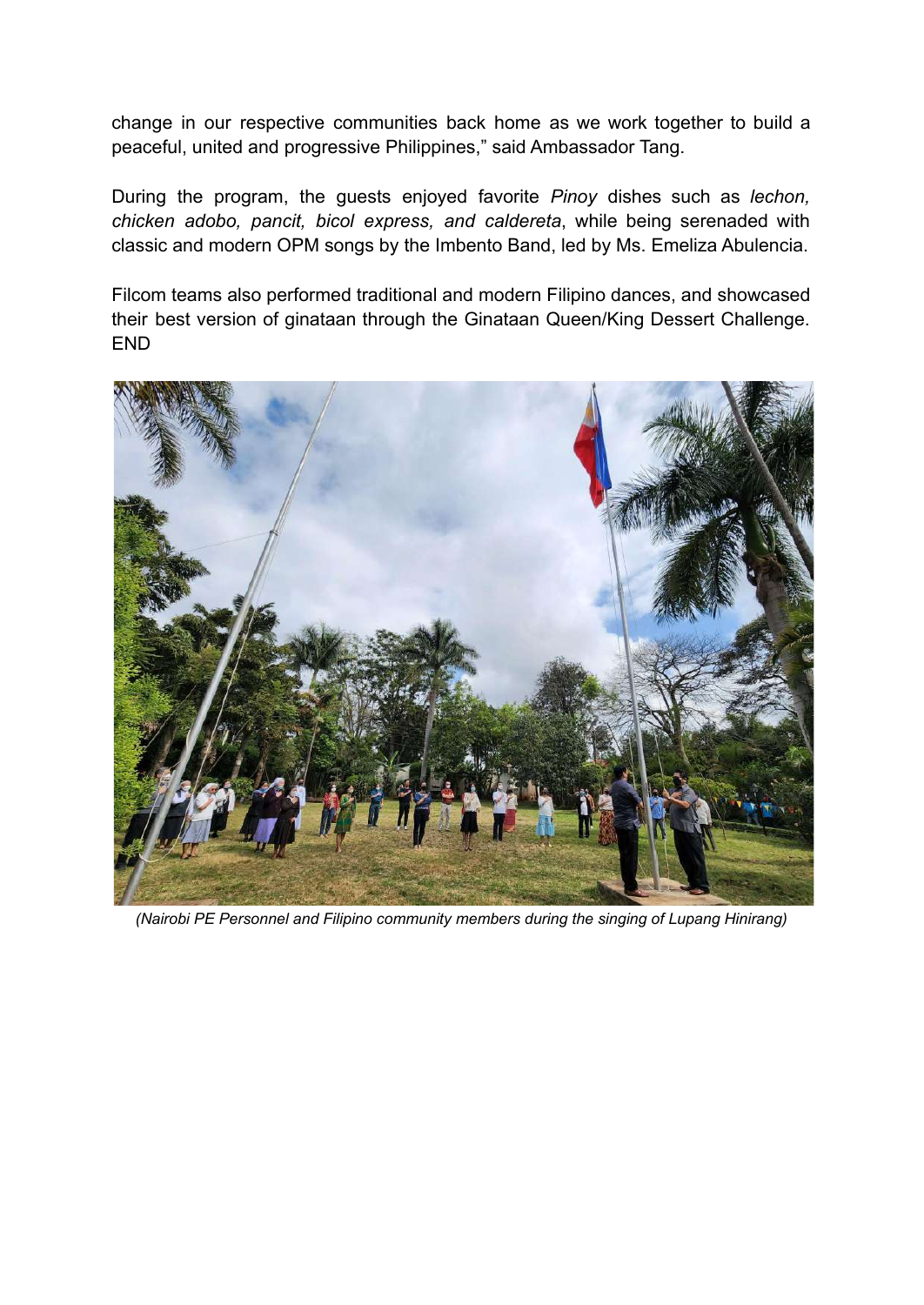change in our respective communities back home as we work together to build a peaceful, united and progressive Philippines," said Ambassador Tang.

During the program, the guests enjoyed favorite *Pinoy* dishes such as *lechon, chicken adobo, pancit, bicol express, and caldereta*, while being serenaded with classic and modern OPM songs by the Imbento Band, led by Ms. Emeliza Abulencia.

Filcom teams also performed traditional and modern Filipino dances, and showcased their best version of ginataan through the Ginataan Queen/King Dessert Challenge. END

*(Nairobi PE Personnel and Filipino community members during the singing of Lupang Hinirang)*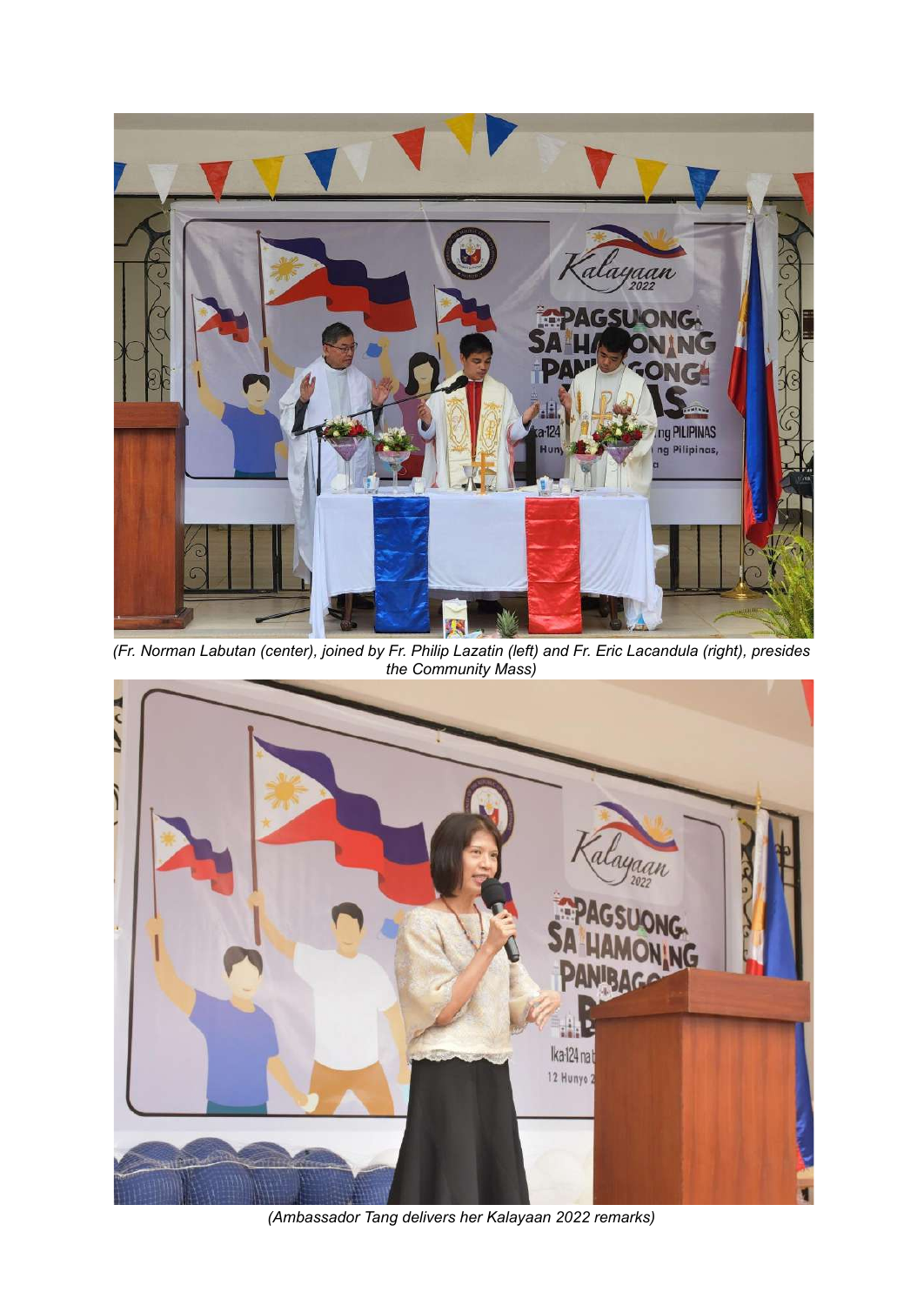(Fr. Norman Labutan (center), joined by Fr. Philip Lazatin (left) and Fr. Eric Lacandula (right), presides the Community Mass)

(Ambassador Tang delivers her Kalayaan 2022 remarks)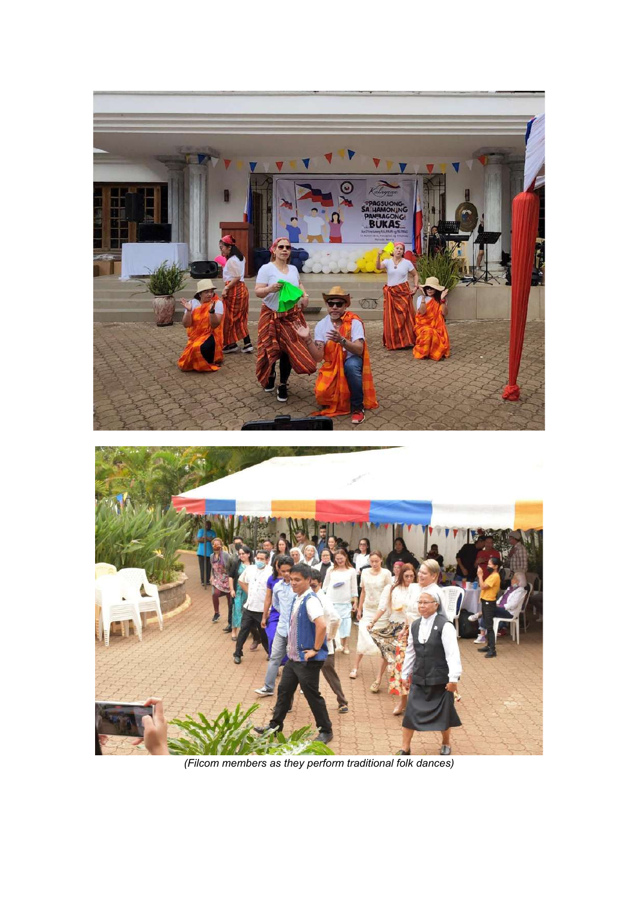*(Filcom members as they perform traditional folk dances)*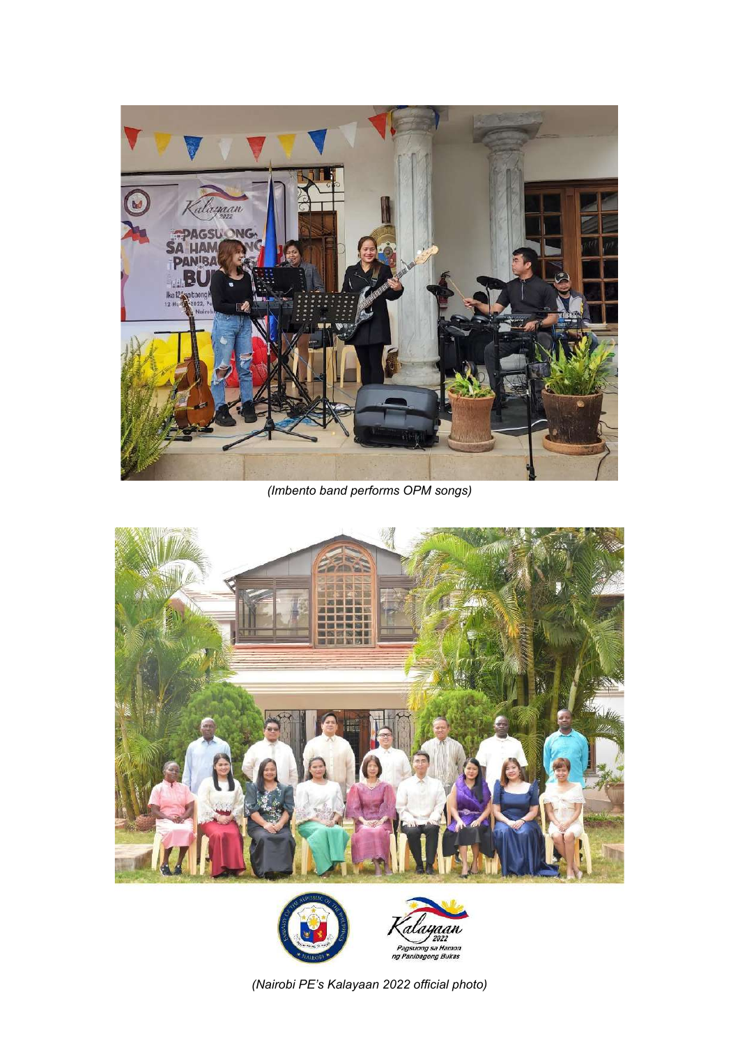(Imbento band performs OPM songs)

(Nairobi PE's Kalayaan 2022 official photo)